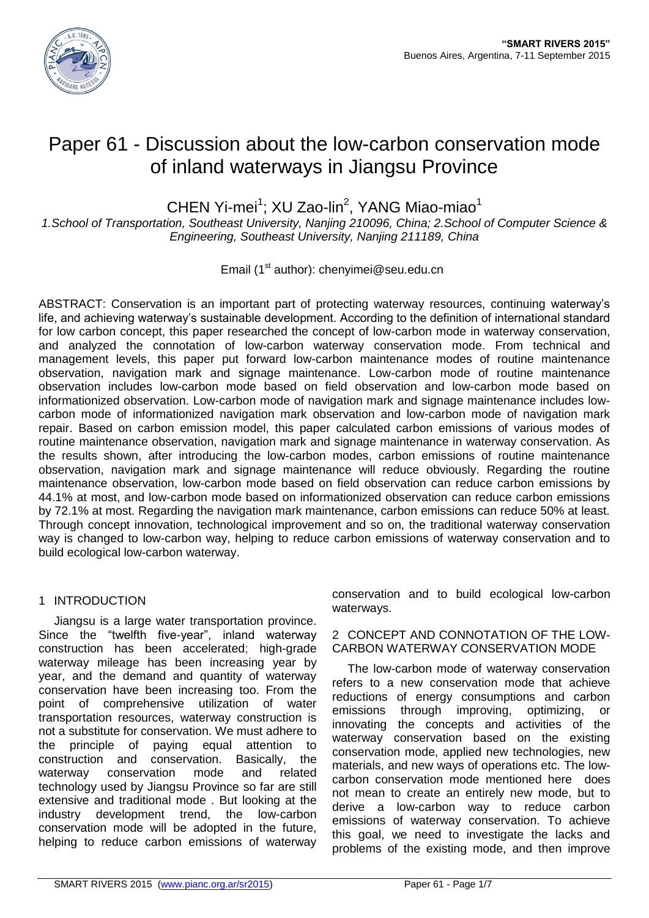# Paper 61 - Discussion about the low-carbon conservation mode of inland waterways in Jiangsu Province

CHEN Yi-mei[1]; XU Zao-lin[2], YANG Miao-miao[1]

*1.School of Transportation, Southeast University, Nanjing 210096, China; 2.School of Computer Science & Engineering, Southeast University, Nanjing 211189, China*

Email (1st author): chenyimei@seu.edu.cn

ABSTRACT: Conservation is an important part of protecting waterway resources, continuing waterway's life, and achieving waterway's sustainable development. According to the definition of international standard for low carbon concept, this paper researched the concept of low-carbon mode in waterway conservation, and analyzed the connotation of low-carbon waterway conservation mode. From technical and management levels, this paper put forward low-carbon maintenance modes of routine maintenance observation, navigation mark and signage maintenance. Low-carbon mode of routine maintenance observation includes low-carbon mode based on field observation and low-carbon mode based on informationized observation. Low-carbon mode of navigation mark and signage maintenance includes low-carbon mode of informationized navigation mark observation and low-carbon mode of navigation mark repair. Based on carbon emission model, this paper calculated carbon emissions of various modes of routine maintenance observation, navigation mark and signage maintenance in waterway conservation. As the results shown, after introducing the low-carbon modes, carbon emissions of routine maintenance observation, navigation mark and signage maintenance will reduce obviously. Regarding the routine maintenance observation, low-carbon mode based on field observation can reduce carbon emissions by 44.1% at most, and low-carbon mode based on informationized observation can reduce carbon emissions by 72.1% at most. Regarding the navigation mark maintenance, carbon emissions can reduce 50% at least. Through concept innovation, technological improvement and so on, the traditional waterway conservation way is changed to low-carbon way, helping to reduce carbon emissions of waterway conservation and to build ecological low-carbon waterway.

## 1 INTRODUCTION

Jiangsu is a large water transportation province. Since the "twelfth five-year", inland waterway construction has been accelerated; high-grade waterway mileage has been increasing year by year, and the demand and quantity of waterway conservation have been increasing too. From the point of comprehensive utilization of water transportation resources, waterway construction is not a substitute for conservation. We must adhere to the principle of paying equal attention to construction and conservation. Basically, the waterway conservation mode and related technology used by Jiangsu Province so far are still extensive and traditional mode . But looking at the industry development trend, the low-carbon conservation mode will be adopted in the future, helping to reduce carbon emissions of waterway conservation and to build ecological low-carbon waterways.

## 2 CONCEPT AND CONNOTATION OF THE LOW-CARBON WATERWAY CONSERVATION MODE

The low-carbon mode of waterway conservation refers to a new conservation mode that achieve reductions of energy consumptions and carbon emissions through improving, optimizing, or innovating the concepts and activities of the waterway conservation based on the existing conservation mode, applied new technologies, new materials, and new ways of operations etc. The low-carbon conservation mode mentioned here does not mean to create an entirely new mode, but to derive a low-carbon way to reduce carbon emissions of waterway conservation. To achieve this goal, we need to investigate the lacks and problems of the existing mode, and then improve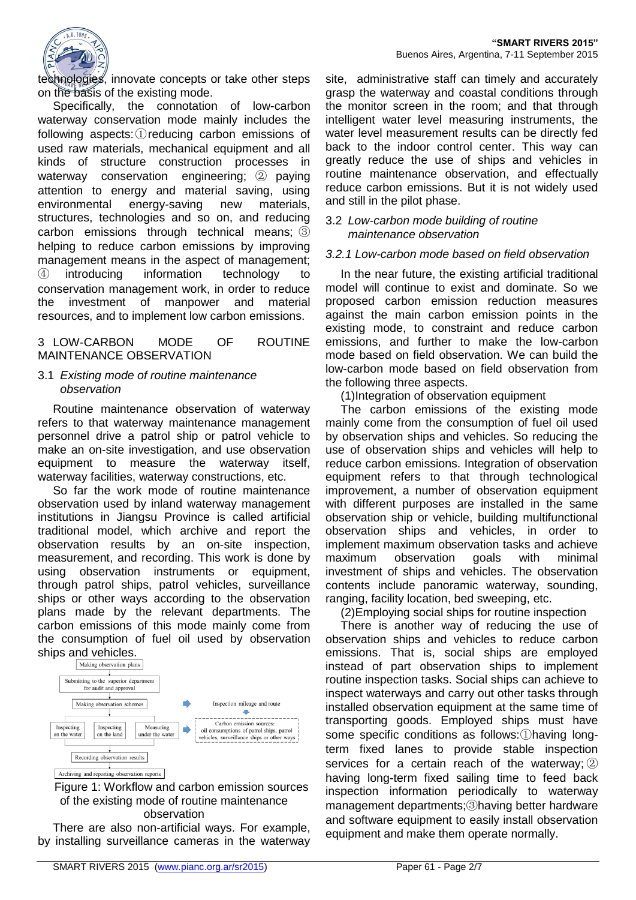technologies, innovate concepts or take other steps on the basis of the existing mode.

Specifically, the connotation of low-carbon waterway conservation mode mainly includes the following aspects: ①reducing carbon emissions of used raw materials, mechanical equipment and all kinds of structure construction processes in waterway conservation engineering; ② paying attention to energy and material saving, using environmental energy-saving new materials, structures, technologies and so on, and reducing carbon emissions through technical means; ③ helping to reduce carbon emissions by improving management means in the aspect of management; ④ introducing information technology to conservation management work, in order to reduce the investment of manpower and material resources, and to implement low carbon emissions.

## 3 LOW-CARBON MODE OF ROUTINE MAINTENANCE OBSERVATION

### 3.1 *Existing mode of routine maintenance observation*

Routine maintenance observation of waterway refers to that waterway maintenance management personnel drive a patrol ship or patrol vehicle to make an on-site investigation, and use observation equipment to measure the waterway itself, waterway facilities, waterway constructions, etc.

So far the work mode of routine maintenance observation used by inland waterway management institutions in Jiangsu Province is called artificial traditional model, which archive and report the observation results by an on-site inspection, measurement, and recording. This work is done by using observation instruments or equipment, through patrol ships, patrol vehicles, surveillance ships or other ways according to the observation plans made by the relevant departments. The carbon emissions of this mode mainly come from the consumption of fuel oil used by observation ships and vehicles.

Making observation plans
→ Submitting to the superior department for audit and approval
→ Making observation schemes (→ Inspection mileage and route)
→ Inspecting on the water / Inspecting on the land / Measuring under the water (→ Carbon emission sources: oil consumptions of patrol ships, patrol vehicles, surveillance ships or other ways)
→ Recording observation results
→ Archiving and reporting observation reports

Figure 1: Workflow and carbon emission sources of the existing mode of routine maintenance observation

There are also non-artificial ways. For example, by installing surveillance cameras in the waterway site, administrative staff can timely and accurately grasp the waterway and coastal conditions through the monitor screen in the room; and that through intelligent water level measuring instruments, the water level measurement results can be directly fed back to the indoor control center. This way can greatly reduce the use of ships and vehicles in routine maintenance observation, and effectually reduce carbon emissions. But it is not widely used and still in the pilot phase.

### 3.2 *Low-carbon mode building of routine maintenance observation*

#### *3.2.1 Low-carbon mode based on field observation*

In the near future, the existing artificial traditional model will continue to exist and dominate. So we proposed carbon emission reduction measures against the main carbon emission points in the existing mode, to constraint and reduce carbon emissions, and further to make the low-carbon mode based on field observation. We can build the low-carbon mode based on field observation from the following three aspects.

(1)Integration of observation equipment

The carbon emissions of the existing mode mainly come from the consumption of fuel oil used by observation ships and vehicles. So reducing the use of observation ships and vehicles will help to reduce carbon emissions. Integration of observation equipment refers to that through technological improvement, a number of observation equipment with different purposes are installed in the same observation ship or vehicle, building multifunctional observation ships and vehicles, in order to implement maximum observation tasks and achieve maximum observation goals with minimal investment of ships and vehicles. The observation contents include panoramic waterway, sounding, ranging, facility location, bed sweeping, etc.

(2)Employing social ships for routine inspection

There is another way of reducing the use of observation ships and vehicles to reduce carbon emissions. That is, social ships are employed instead of part observation ships to implement routine inspection tasks. Social ships can achieve to inspect waterways and carry out other tasks through installed observation equipment at the same time of transporting goods. Employed ships must have some specific conditions as follows: ①having long-term fixed lanes to provide stable inspection services for a certain reach of the waterway; ② having long-term fixed sailing time to feed back inspection information periodically to waterway management departments; ③having better hardware and software equipment to easily install observation equipment and make them operate normally.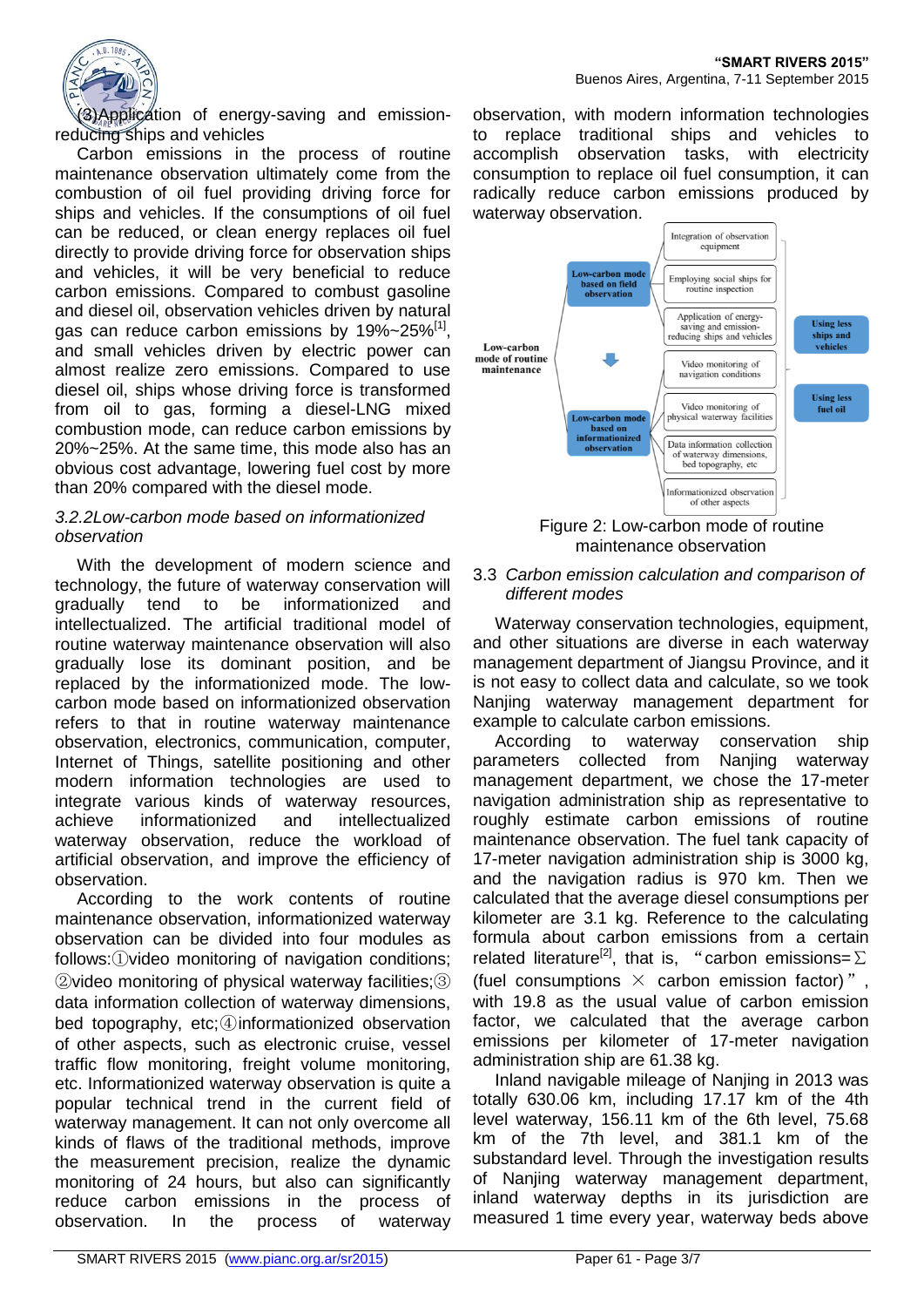(3)Application of energy-saving and emission-reducing ships and vehicles

Carbon emissions in the process of routine maintenance observation ultimately come from the combustion of oil fuel providing driving force for ships and vehicles. If the consumptions of oil fuel can be reduced, or clean energy replaces oil fuel directly to provide driving force for observation ships and vehicles, it will be very beneficial to reduce carbon emissions. Compared to combust gasoline and diesel oil, observation vehicles driven by natural gas can reduce carbon emissions by 19%~25%[1], and small vehicles driven by electric power can almost realize zero emissions. Compared to use diesel oil, ships whose driving force is transformed from oil to gas, forming a diesel-LNG mixed combustion mode, can reduce carbon emissions by 20%~25%. At the same time, this mode also has an obvious cost advantage, lowering fuel cost by more than 20% compared with the diesel mode.

*3.2.2Low-carbon mode based on informationized observation*

With the development of modern science and technology, the future of waterway conservation will gradually tend to be informationized and intellectualized. The artificial traditional model of routine waterway maintenance observation will also gradually lose its dominant position, and be replaced by the informationized mode. The low-carbon mode based on informationized observation refers to that in routine waterway maintenance observation, electronics, communication, computer, Internet of Things, satellite positioning and other modern information technologies are used to integrate various kinds of waterway resources, achieve informationized and intellectualized waterway observation, reduce the workload of artificial observation, and improve the efficiency of observation.

According to the work contents of routine maintenance observation, informationized waterway observation can be divided into four modules as follows:①video monitoring of navigation conditions; ②video monitoring of physical waterway facilities;③ data information collection of waterway dimensions, bed topography, etc;④informationized observation of other aspects, such as electronic cruise, vessel traffic flow monitoring, freight volume monitoring, etc. Informationized waterway observation is quite a popular technical trend in the current field of waterway management. It can not only overcome all kinds of flaws of the traditional methods, improve the measurement precision, realize the dynamic monitoring of 24 hours, but also can significantly reduce carbon emissions in the process of observation. In the process of waterway observation, with modern information technologies to replace traditional ships and vehicles to accomplish observation tasks, with electricity consumption to replace oil fuel consumption, it can radically reduce carbon emissions produced by waterway observation.

Figure 2: Low-carbon mode of routine maintenance observation

## 3.3 *Carbon emission calculation and comparison of different modes*

Waterway conservation technologies, equipment, and other situations are diverse in each waterway management department of Jiangsu Province, and it is not easy to collect data and calculate, so we took Nanjing waterway management department for example to calculate carbon emissions.

According to waterway conservation ship parameters collected from Nanjing waterway management department, we chose the 17-meter navigation administration ship as representative to roughly estimate carbon emissions of routine maintenance observation. The fuel tank capacity of 17-meter navigation administration ship is 3000 kg, and the navigation radius is 970 km. Then we calculated that the average diesel consumptions per kilometer are 3.1 kg. Reference to the calculating formula about carbon emissions from a certain related literature[2], that is, "carbon emissions=$\Sigma$ (fuel consumptions $\times$ carbon emission factor)", with 19.8 as the usual value of carbon emission factor, we calculated that the average carbon emissions per kilometer of 17-meter navigation administration ship are 61.38 kg.

Inland navigable mileage of Nanjing in 2013 was totally 630.06 km, including 17.17 km of the 4th level waterway, 156.11 km of the 6th level, 75.68 km of the 7th level, and 381.1 km of the substandard level. Through the investigation results of Nanjing waterway management department, inland waterway depths in its jurisdiction are measured 1 time every year, waterway beds above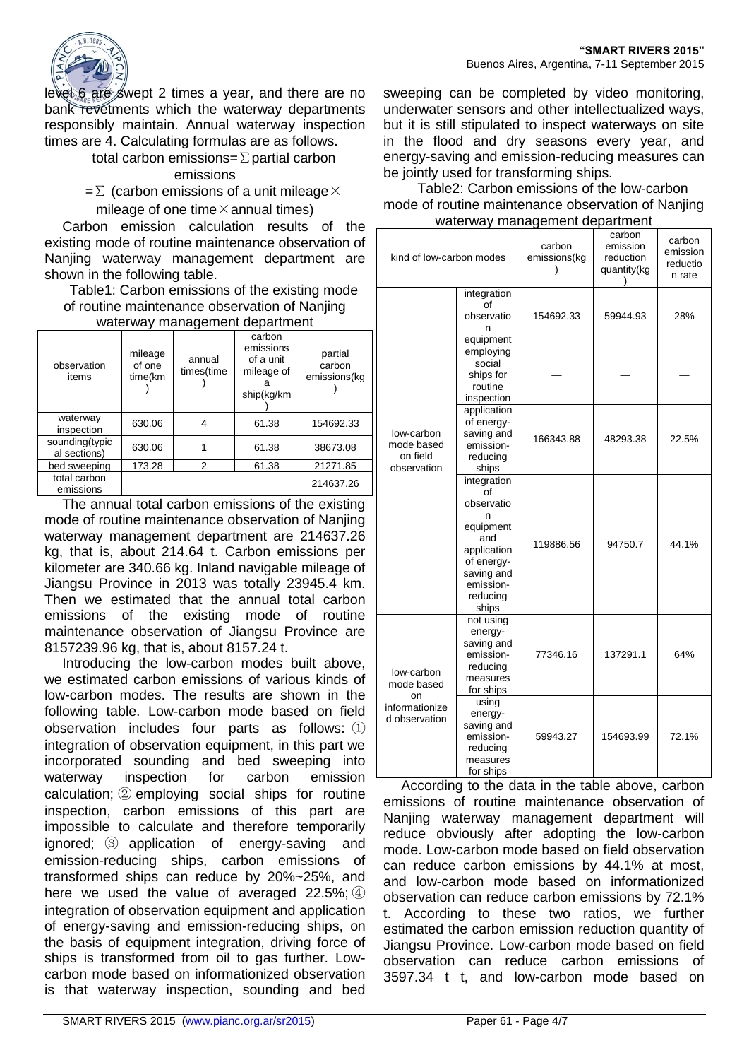level 6 are swept 2 times a year, and there are no bank revetments which the waterway departments responsibly maintain. Annual waterway inspection times are 4. Calculating formulas are as follows.

total carbon emissions=∑partial carbon emissions

=∑ (carbon emissions of a unit mileage× mileage of one time×annual times)

Carbon emission calculation results of the existing mode of routine maintenance observation of Nanjing waterway management department are shown in the following table.

Table1: Carbon emissions of the existing mode of routine maintenance observation of Nanjing waterway management department

| observation items | mileage of one time(km) | annual times(time) | carbon emissions of a unit mileage of a ship(kg/km) | partial carbon emissions(kg) |
|---|---|---|---|---|
| waterway inspection | 630.06 | 4 | 61.38 | 154692.33 |
| sounding(typical sections) | 630.06 | 1 | 61.38 | 38673.08 |
| bed sweeping | 173.28 | 2 | 61.38 | 21271.85 |
| total carbon emissions | | | | 214637.26 |

The annual total carbon emissions of the existing mode of routine maintenance observation of Nanjing waterway management department are 214637.26 kg, that is, about 214.64 t. Carbon emissions per kilometer are 340.66 kg. Inland navigable mileage of Jiangsu Province in 2013 was totally 23945.4 km. Then we estimated that the annual total carbon emissions of the existing mode of routine maintenance observation of Jiangsu Province are 8157239.96 kg, that is, about 8157.24 t.

Introducing the low-carbon modes built above, we estimated carbon emissions of various kinds of low-carbon modes. The results are shown in the following table. Low-carbon mode based on field observation includes four parts as follows: ① integration of observation equipment, in this part we incorporated sounding and bed sweeping into waterway inspection for carbon emission calculation; ② employing social ships for routine inspection, carbon emissions of this part are impossible to calculate and therefore temporarily ignored; ③ application of energy-saving and emission-reducing ships, carbon emissions of transformed ships can reduce by 20%~25%, and here we used the value of averaged 22.5%; ④ integration of observation equipment and application of energy-saving and emission-reducing ships, on the basis of equipment integration, driving force of ships is transformed from oil to gas further. Low-carbon mode based on informationized observation is that waterway inspection, sounding and bed sweeping can be completed by video monitoring, underwater sensors and other intellectualized ways, but it is still stipulated to inspect waterways on site in the flood and dry seasons every year, and energy-saving and emission-reducing measures can be jointly used for transforming ships.

Table2: Carbon emissions of the low-carbon mode of routine maintenance observation of Nanjing waterway management department

| kind of low-carbon modes | | carbon emissions(kg) | carbon emission reduction quantity(kg) | carbon emission reduction rate |
|---|---|---|---|---|
| low-carbon mode based on field observation | integration of observation equipment | 154692.33 | 59944.93 | 28% |
| | employing social ships for routine inspection | — | — | — |
| | application of energy-saving and emission-reducing ships | 166343.88 | 48293.38 | 22.5% |
| | integration of observation equipment and application of energy-saving and emission-reducing ships | 119886.56 | 94750.7 | 44.1% |
| low-carbon mode based on informationized observation | not using energy-saving and emission-reducing measures for ships | 77346.16 | 137291.1 | 64% |
| | using energy-saving and emission-reducing measures for ships | 59943.27 | 154693.99 | 72.1% |

According to the data in the table above, carbon emissions of routine maintenance observation of Nanjing waterway management department will reduce obviously after adopting the low-carbon mode. Low-carbon mode based on field observation can reduce carbon emissions by 44.1% at most, and low-carbon mode based on informationized observation can reduce carbon emissions by 72.1% t. According to these two ratios, we further estimated the carbon emission reduction quantity of Jiangsu Province. Low-carbon mode based on field observation can reduce carbon emissions of 3597.34 t t, and low-carbon mode based on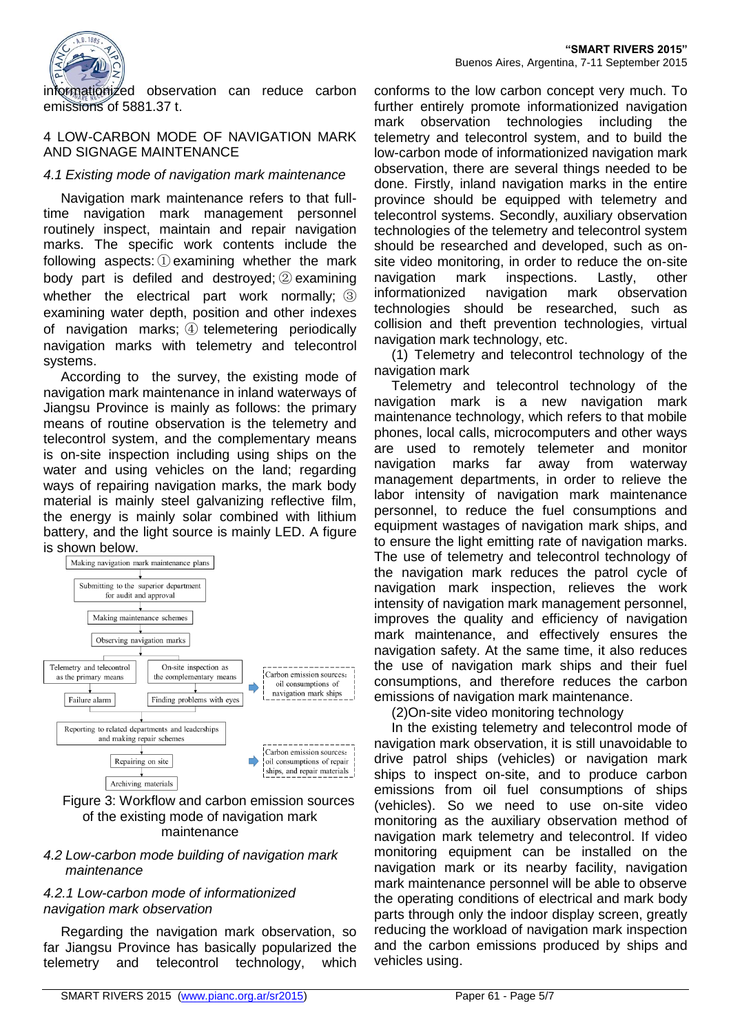informationized observation can reduce carbon emissions of 5881.37 t.

## 4 LOW-CARBON MODE OF NAVIGATION MARK AND SIGNAGE MAINTENANCE

### *4.1 Existing mode of navigation mark maintenance*

Navigation mark maintenance refers to that full-time navigation mark management personnel routinely inspect, maintain and repair navigation marks. The specific work contents include the following aspects: ① examining whether the mark body part is defiled and destroyed; ② examining whether the electrical part work normally; ③ examining water depth, position and other indexes of navigation marks; ④ telemetering periodically navigation marks with telemetry and telecontrol systems.

According to the survey, the existing mode of navigation mark maintenance in inland waterways of Jiangsu Province is mainly as follows: the primary means of routine observation is the telemetry and telecontrol system, and the complementary means is on-site inspection including using ships on the water and using vehicles on the land; regarding ways of repairing navigation marks, the mark body material is mainly steel galvanizing reflective film, the energy is mainly solar combined with lithium battery, and the light source is mainly LED. A figure is shown below.

Making navigation mark maintenance plans

Submitting to the superior department for audit and approval

Making maintenance schemes

Observing navigation marks

Telemetry and telecontrol as the primary means | On-site inspection as the complementary means | Carbon emission sources: oil consumptions of navigation mark ships

Failure alarm | Finding problems with eyes

Reporting to related departments and leaderships and making repair schemes

Repairing on site | Carbon emission sources: oil consumptions of repair ships, and repair materials

Archiving materials

Figure 3: Workflow and carbon emission sources of the existing mode of navigation mark maintenance

### *4.2 Low-carbon mode building of navigation mark maintenance*

#### *4.2.1 Low-carbon mode of informationized navigation mark observation*

Regarding the navigation mark observation, so far Jiangsu Province has basically popularized the telemetry and telecontrol technology, which conforms to the low carbon concept very much. To further entirely promote informationized navigation mark observation technologies including the telemetry and telecontrol system, and to build the low-carbon mode of informationized navigation mark observation, there are several things needed to be done. Firstly, inland navigation marks in the entire province should be equipped with telemetry and telecontrol systems. Secondly, auxiliary observation technologies of the telemetry and telecontrol system should be researched and developed, such as on-site video monitoring, in order to reduce the on-site navigation mark inspections. Lastly, other informationized navigation mark observation technologies should be researched, such as collision and theft prevention technologies, virtual navigation mark technology, etc.

(1) Telemetry and telecontrol technology of the navigation mark

Telemetry and telecontrol technology of the navigation mark is a new navigation mark maintenance technology, which refers to that mobile phones, local calls, microcomputers and other ways are used to remotely telemeter and monitor navigation marks far away from waterway management departments, in order to relieve the labor intensity of navigation mark maintenance personnel, to reduce the fuel consumptions and equipment wastages of navigation mark ships, and to ensure the light emitting rate of navigation marks. The use of telemetry and telecontrol technology of the navigation mark reduces the patrol cycle of navigation mark inspection, relieves the work intensity of navigation mark management personnel, improves the quality and efficiency of navigation mark maintenance, and effectively ensures the navigation safety. At the same time, it also reduces the use of navigation mark ships and their fuel consumptions, and therefore reduces the carbon emissions of navigation mark maintenance.

(2)On-site video monitoring technology

In the existing telemetry and telecontrol mode of navigation mark observation, it is still unavoidable to drive patrol ships (vehicles) or navigation mark ships to inspect on-site, and to produce carbon emissions from oil fuel consumptions of ships (vehicles). So we need to use on-site video monitoring as the auxiliary observation method of navigation mark telemetry and telecontrol. If video monitoring equipment can be installed on the navigation mark or its nearby facility, navigation mark maintenance personnel will be able to observe the operating conditions of electrical and mark body parts through only the indoor display screen, greatly reducing the workload of navigation mark inspection and the carbon emissions produced by ships and vehicles using.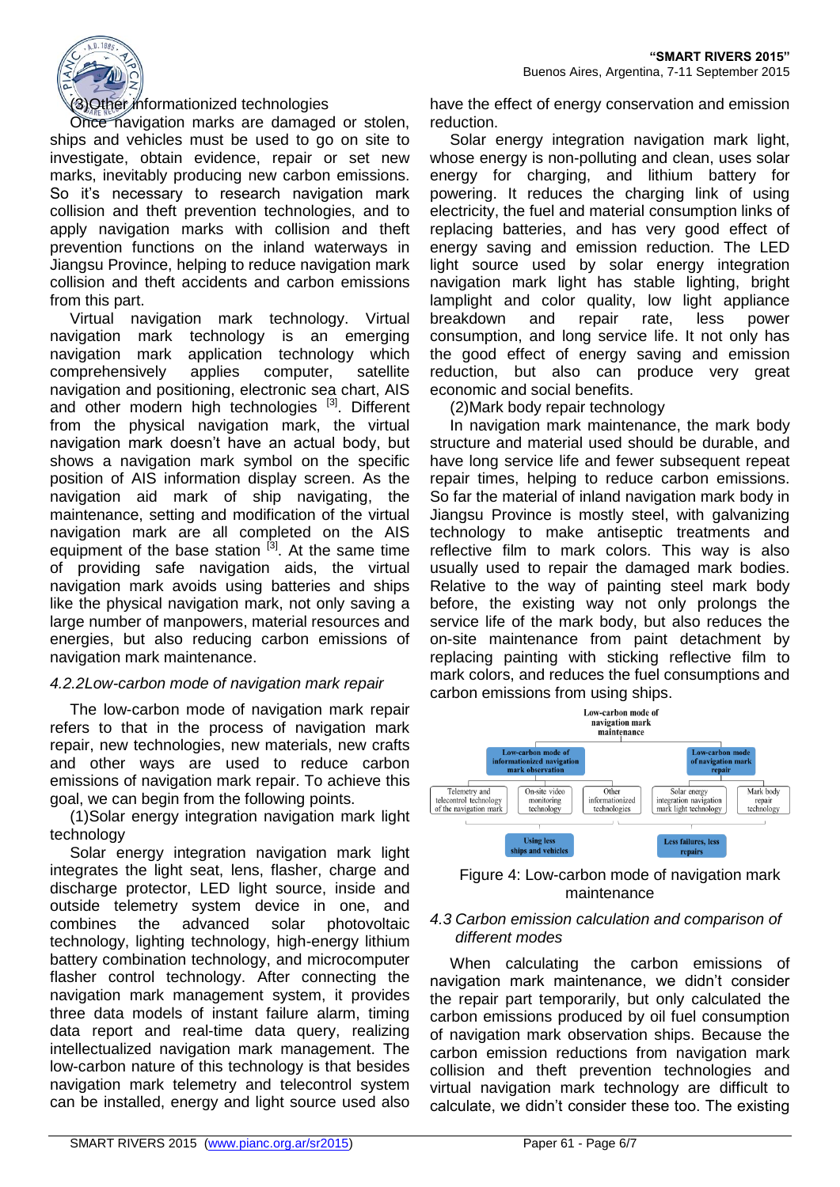(3)Other informationized technologies

Once navigation marks are damaged or stolen, ships and vehicles must be used to go on site to investigate, obtain evidence, repair or set new marks, inevitably producing new carbon emissions. So it's necessary to research navigation mark collision and theft prevention technologies, and to apply navigation marks with collision and theft prevention functions on the inland waterways in Jiangsu Province, helping to reduce navigation mark collision and theft accidents and carbon emissions from this part.

Virtual navigation mark technology. Virtual navigation mark technology is an emerging navigation mark application technology which comprehensively applies computer, satellite navigation and positioning, electronic sea chart, AIS and other modern high technologies [3]. Different from the physical navigation mark, the virtual navigation mark doesn't have an actual body, but shows a navigation mark symbol on the specific position of AIS information display screen. As the navigation aid mark of ship navigating, the maintenance, setting and modification of the virtual navigation mark are all completed on the AIS equipment of the base station [3]. At the same time of providing safe navigation aids, the virtual navigation mark avoids using batteries and ships like the physical navigation mark, not only saving a large number of manpowers, material resources and energies, but also reducing carbon emissions of navigation mark maintenance.

*4.2.2Low-carbon mode of navigation mark repair*

The low-carbon mode of navigation mark repair refers to that in the process of navigation mark repair, new technologies, new materials, new crafts and other ways are used to reduce carbon emissions of navigation mark repair. To achieve this goal, we can begin from the following points.

(1)Solar energy integration navigation mark light technology

Solar energy integration navigation mark light integrates the light seat, lens, flasher, charge and discharge protector, LED light source, inside and outside telemetry system device in one, and combines the advanced solar photovoltaic technology, lighting technology, high-energy lithium battery combination technology, and microcomputer flasher control technology. After connecting the navigation mark management system, it provides three data models of instant failure alarm, timing data report and real-time data query, realizing intellectualized navigation mark management. The low-carbon nature of this technology is that besides navigation mark telemetry and telecontrol system can be installed, energy and light source used also have the effect of energy conservation and emission reduction.

Solar energy integration navigation mark light, whose energy is non-polluting and clean, uses solar energy for charging, and lithium battery for powering. It reduces the charging link of using electricity, the fuel and material consumption links of replacing batteries, and has very good effect of energy saving and emission reduction. The LED light source used by solar energy integration navigation mark light has stable lighting, bright lamplight and color quality, low light appliance breakdown and repair rate, less power consumption, and long service life. It not only has the good effect of energy saving and emission reduction, but also can produce very great economic and social benefits.

(2)Mark body repair technology

In navigation mark maintenance, the mark body structure and material used should be durable, and have long service life and fewer subsequent repeat repair times, helping to reduce carbon emissions. So far the material of inland navigation mark body in Jiangsu Province is mostly steel, with galvanizing technology to make antiseptic treatments and reflective film to mark colors. This way is also usually used to repair the damaged mark bodies. Relative to the way of painting steel mark body before, the existing way not only prolongs the service life of the mark body, but also reduces the on-site maintenance from paint detachment by replacing painting with sticking reflective film to mark colors, and reduces the fuel consumptions and carbon emissions from using ships.

Low-carbon mode of navigation mark maintenance

- Low-carbon mode of informationized navigation mark observation
  - Telemetry and telecontrol technology of the navigation mark
  - On-site video monitoring technology
  - Other informationized technologies
  - → Using less ships and vehicles
- Low-carbon mode of navigation mark repair
  - Solar energy integration navigation mark light technology
  - Mark body repair technology
  - → Less failures, less repairs

Figure 4: Low-carbon mode of navigation mark maintenance

*4.3 Carbon emission calculation and comparison of different modes*

When calculating the carbon emissions of navigation mark maintenance, we didn't consider the repair part temporarily, but only calculated the carbon emissions produced by oil fuel consumption of navigation mark observation ships. Because the carbon emission reductions from navigation mark collision and theft prevention technologies and virtual navigation mark technology are difficult to calculate, we didn't consider these too. The existing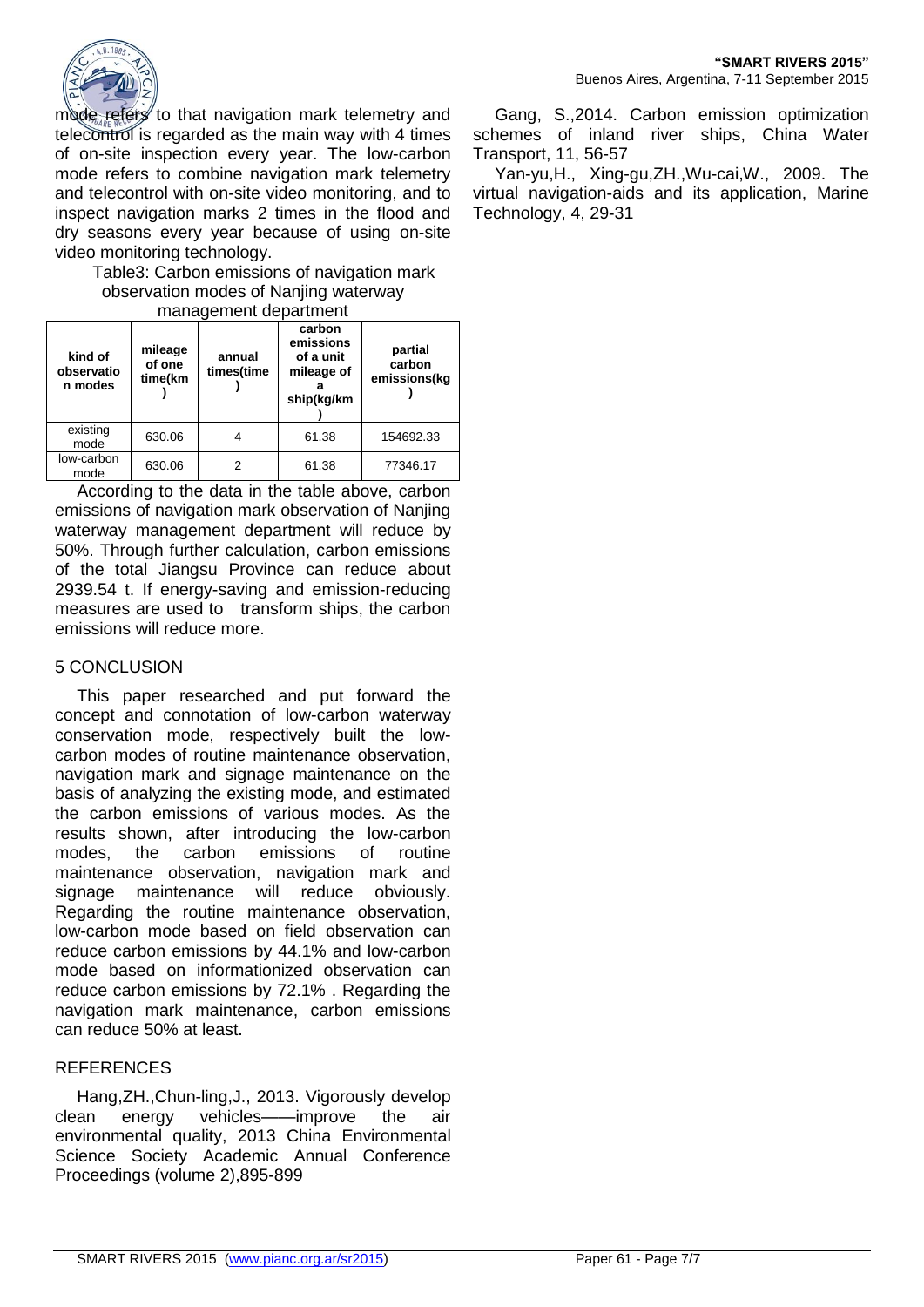mode refers to that navigation mark telemetry and telecontrol is regarded as the main way with 4 times of on-site inspection every year. The low-carbon mode refers to combine navigation mark telemetry and telecontrol with on-site video monitoring, and to inspect navigation marks 2 times in the flood and dry seasons every year because of using on-site video monitoring technology.

Table3: Carbon emissions of navigation mark observation modes of Nanjing waterway management department

| kind of observation modes | mileage of one time(km) | annual times(time) | carbon emissions of a unit mileage of a ship(kg/km) | partial carbon emissions(kg) |
|---|---|---|---|---|
| existing mode | 630.06 | 4 | 61.38 | 154692.33 |
| low-carbon mode | 630.06 | 2 | 61.38 | 77346.17 |

According to the data in the table above, carbon emissions of navigation mark observation of Nanjing waterway management department will reduce by 50%. Through further calculation, carbon emissions of the total Jiangsu Province can reduce about 2939.54 t. If energy-saving and emission-reducing measures are used to transform ships, the carbon emissions will reduce more.

## 5 CONCLUSION

This paper researched and put forward the concept and connotation of low-carbon waterway conservation mode, respectively built the low-carbon modes of routine maintenance observation, navigation mark and signage maintenance on the basis of analyzing the existing mode, and estimated the carbon emissions of various modes. As the results shown, after introducing the low-carbon modes, the carbon emissions of routine maintenance observation, navigation mark and signage maintenance will reduce obviously. Regarding the routine maintenance observation, low-carbon mode based on field observation can reduce carbon emissions by 44.1% and low-carbon mode based on informationized observation can reduce carbon emissions by 72.1% . Regarding the navigation mark maintenance, carbon emissions can reduce 50% at least.

## REFERENCES

Hang,ZH.,Chun-ling,J., 2013. Vigorously develop clean energy vehicles——improve the air environmental quality, 2013 China Environmental Science Society Academic Annual Conference Proceedings (volume 2),895-899

Gang, S.,2014. Carbon emission optimization schemes of inland river ships, China Water Transport, 11, 56-57

Yan-yu,H., Xing-gu,ZH.,Wu-cai,W., 2009. The virtual navigation-aids and its application, Marine Technology, 4, 29-31